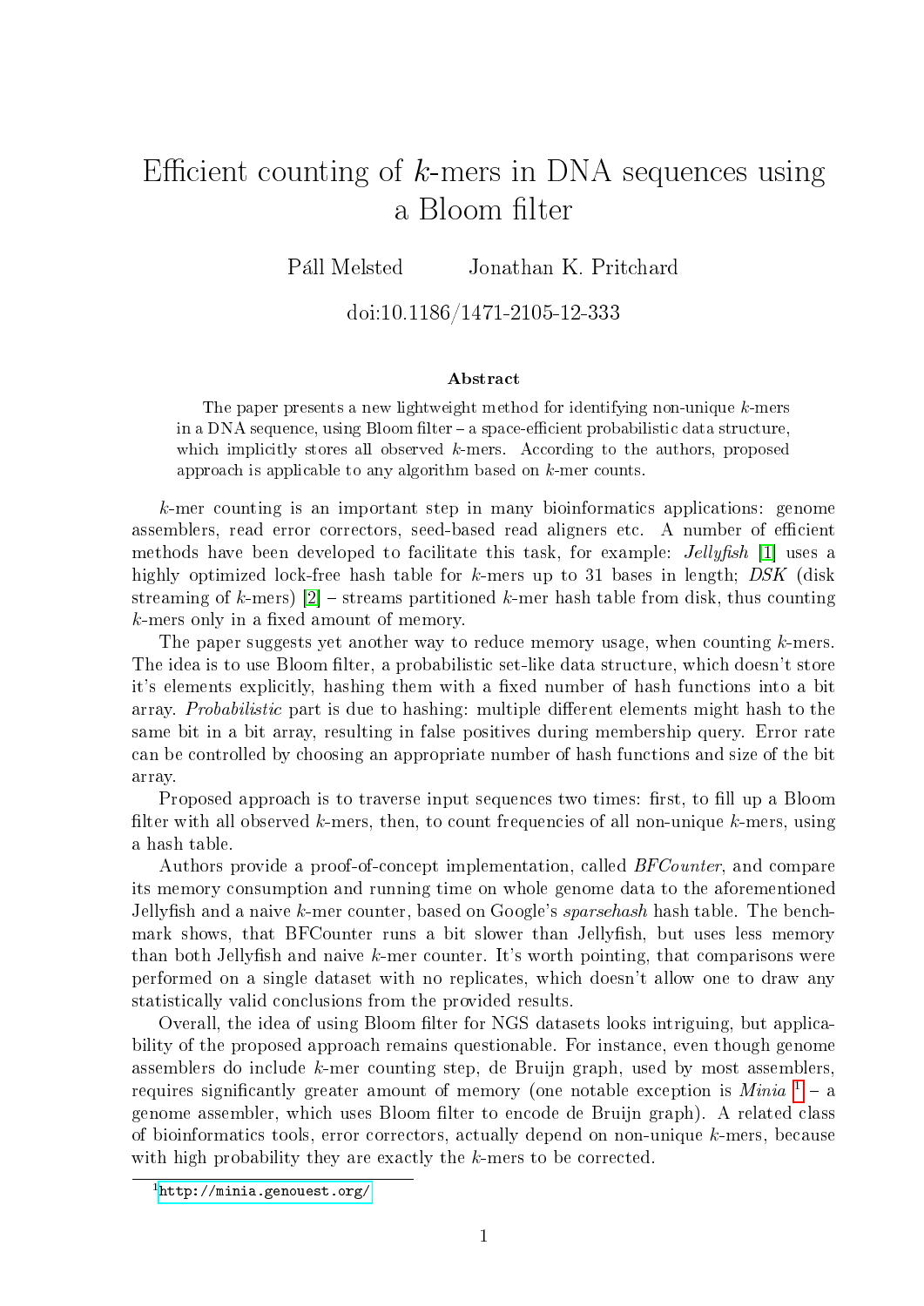# Efficient counting of $k$-mers in DNA sequences using a Bloom filter

Páll Melsted Jonathan K. Pritchard

doi:10.1186/1471-2105-12-333

### Abstract

The paper presents a new lightweight method for identifying non-unique $k$-mers in a DNA sequence, using Bloom filter – a space-efficient probabilistic data structure, which implicitly stores all observed $k$-mers. According to the authors, proposed approach is applicable to any algorithm based on $k$-mer counts.

$k$-mer counting is an important step in many bioinformatics applications: genome assemblers, read error correctors, seed-based read aligners etc. A number of efficient methods have been developed to facilitate this task, for example: *Jellyfish* [1] uses a highly optimized lock-free hash table for $k$-mers up to 31 bases in length; *DSK* (disk streaming of $k$-mers) [2] – streams partitioned $k$-mer hash table from disk, thus counting $k$-mers only in a fixed amount of memory.

The paper suggests yet another way to reduce memory usage, when counting $k$-mers. The idea is to use Bloom filter, a probabilistic set-like data structure, which doesn't store it's elements explicitly, hashing them with a fixed number of hash functions into a bit array. *Probabilistic* part is due to hashing: multiple different elements might hash to the same bit in a bit array, resulting in false positives during membership query. Error rate can be controlled by choosing an appropriate number of hash functions and size of the bit array.

Proposed approach is to traverse input sequences two times: first, to fill up a Bloom filter with all observed $k$-mers, then, to count frequencies of all non-unique $k$-mers, using a hash table.

Authors provide a proof-of-concept implementation, called *BFCounter*, and compare its memory consumption and running time on whole genome data to the aforementioned Jellyfish and a naive $k$-mer counter, based on Google's *sparsehash* hash table. The benchmark shows, that BFCounter runs a bit slower than Jellyfish, but uses less memory than both Jellyfish and naive $k$-mer counter. It's worth pointing, that comparisons were performed on a single dataset with no replicates, which doesn't allow one to draw any statistically valid conclusions from the provided results.

Overall, the idea of using Bloom filter for NGS datasets looks intriguing, but applicability of the proposed approach remains questionable. For instance, even though genome assemblers do include $k$-mer counting step, de Bruijn graph, used by most assemblers, requires significantly greater amount of memory (one notable exception is *Minia* [1] – a genome assembler, which uses Bloom filter to encode de Bruijn graph). A related class of bioinformatics tools, error correctors, actually depend on non-unique $k$-mers, because with high probability they are exactly the $k$-mers to be corrected.

[1] http://minia.genouest.org/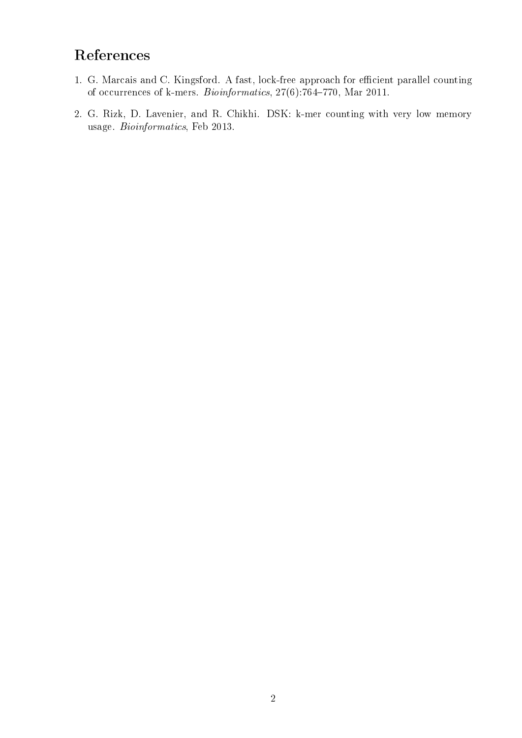## References

1. G. Marcais and C. Kingsford. A fast, lock-free approach for efficient parallel counting of occurrences of k-mers. *Bioinformatics*, 27(6):764–770, Mar 2011.
2. G. Rizk, D. Lavenier, and R. Chikhi. DSK: k-mer counting with very low memory usage. *Bioinformatics*, Feb 2013.